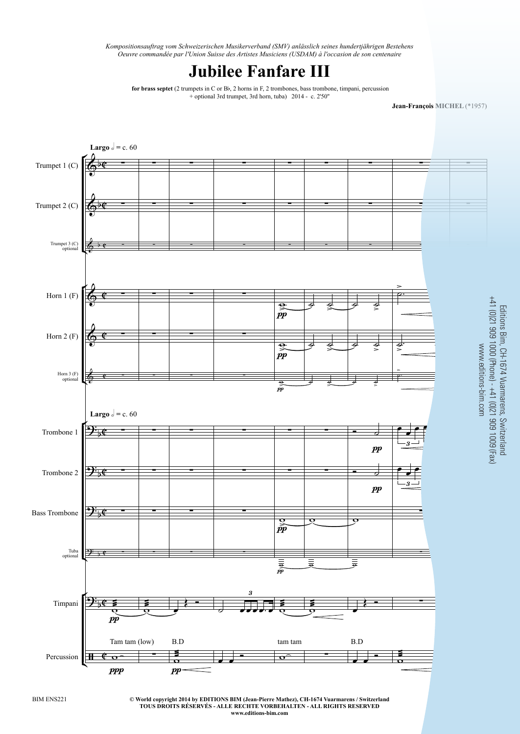*Kompositionsauftrag vom Schweizerischen Musikerverband (SMV) anlässlich seines hundertjährigen Bestehens*
*Oeuvre commandée par l'Union Suisse des Artistes Musiciens (USDAM) à l'occasion de son centenaire*

# Jubilee Fanfare III

**for brass septet** (2 trumpets in C or B♭, 2 horns in F, 2 trombones, bass trombone, timpani, percussion + optional 3rd trumpet, 3rd horn, tuba) 2014 - c. 2'50"

**Jean-François MICHEL** (*1957)

Editions Bim, CH-1674 Vuarmarens, Switzerland
+41 (0)21 909 1000 (Phone) - +41 (0)21 909 1009 (Fax)
www.editions-bim.com

BIM ENS221

**© World copyright 2014 by EDITIONS BIM (Jean-Pierre Mathez), CH-1674 Vuarmarens / Switzerland**
**TOUS DROITS RÉSERVÉS - ALLE RECHTE VORBEHALTEN - ALL RIGHTS RESERVED**
**www.editions-bim.com**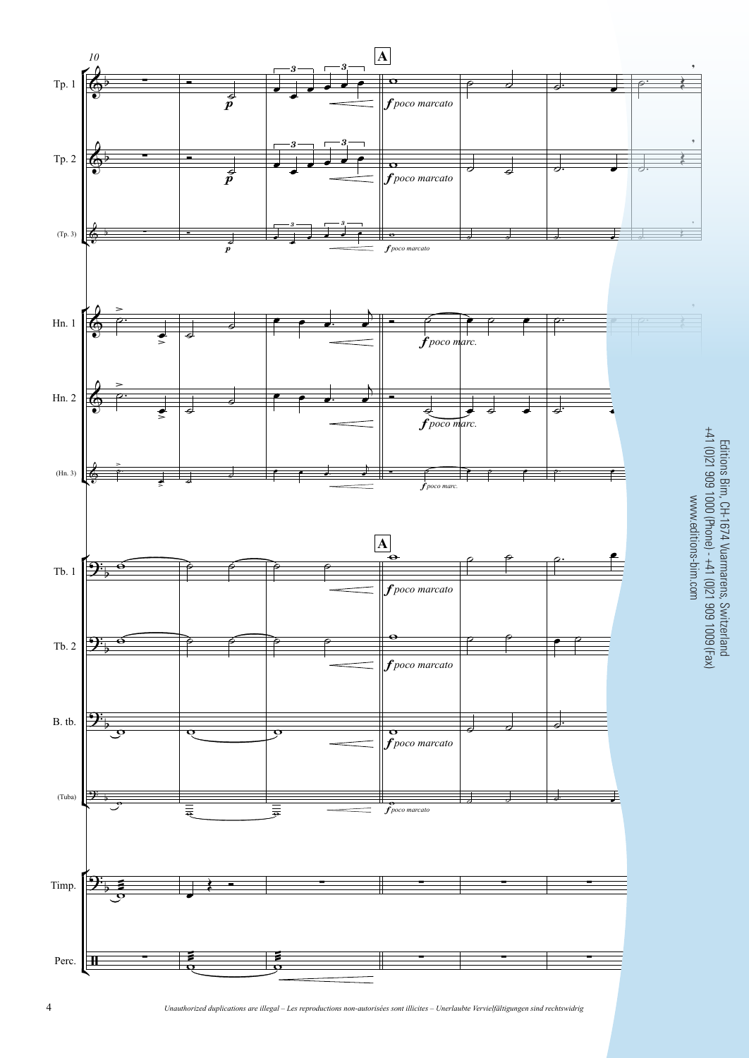Editions Bim, CH-1674 Vuarmarens, Switzerland
+41 (0)21 909 1000 (Phone) - +41 (0)21 909 1009 (Fax)
www.editions-bim.com

*Unauthorized duplications are illegal – Les reproductions non-autorisées sont illicites – Unerlaubte Vervielfältigungen sind rechtswidrig*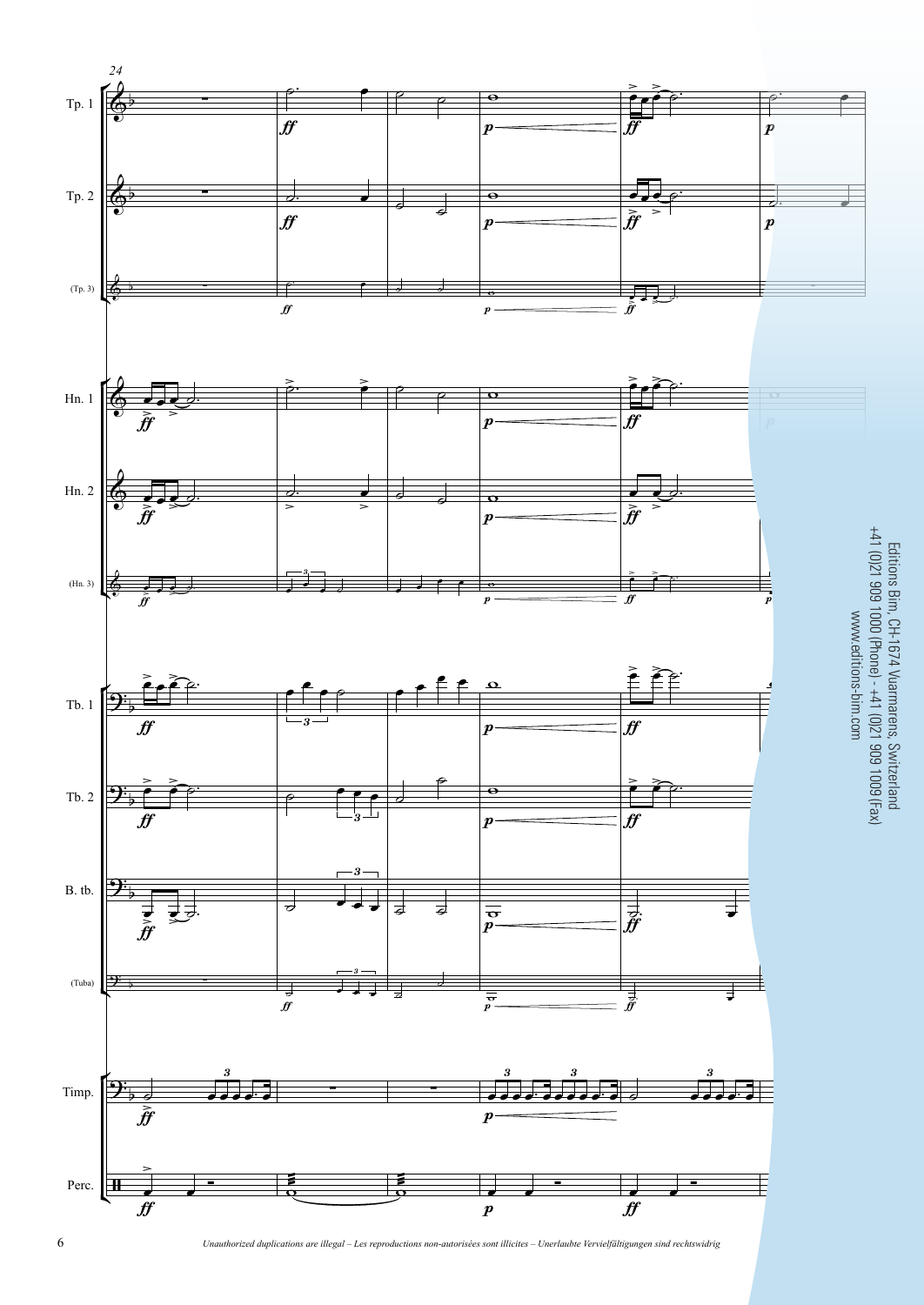Editions Bim, CH-1674 Vuarmarens, Switzerland
+41 (0)21 909 1000 (Phone) - +41 (0)21 909 1009 (Fax)
www.editions-bim.com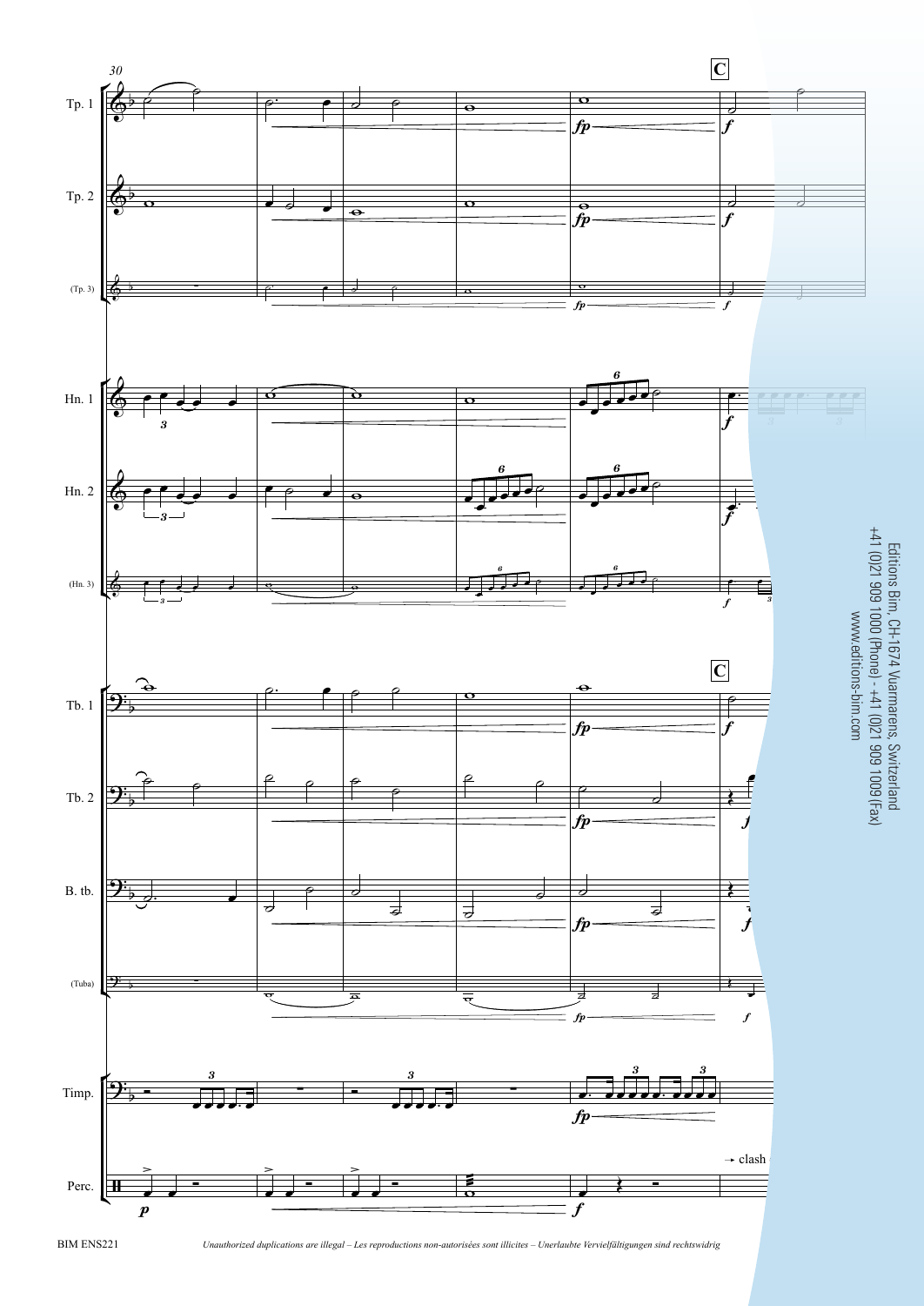Editions Bim, CH-1674 Vuarmarens, Switzerland
+41 (0)21 909 1000 (Phone) - +41 (0)21 909 1009 (Fax)
www.editions-bim.com